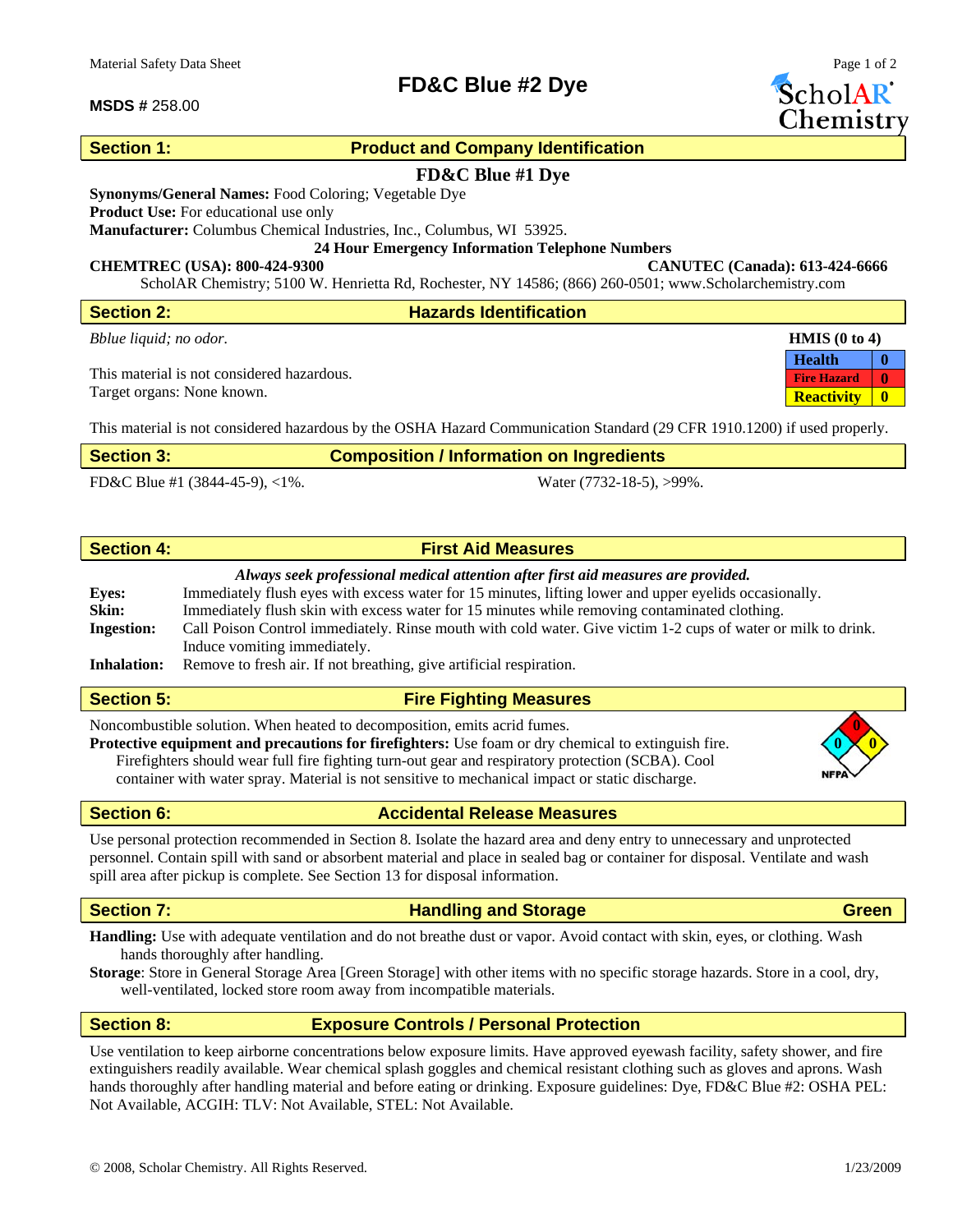Material Safety Data Sheet

# FD&C Blue #2 Dye

**MSDS #** 258.00

ScholAR Chemistry

## Section 1: Product and Company Identification

**FD&C Blue #1 Dye**

**Synonyms/General Names:** Food Coloring; Vegetable Dye
**Product Use:** For educational use only
**Manufacturer:** Columbus Chemical Industries, Inc., Columbus, WI 53925.

**24 Hour Emergency Information Telephone Numbers**

**CHEMTREC (USA): 800-424-9300** **CANUTEC (Canada): 613-424-6666**

ScholAR Chemistry; 5100 W. Henrietta Rd, Rochester, NY 14586; (866) 260-0501; www.Scholarchemistry.com

## Section 2: Hazards Identification

*Bblue liquid; no odor.*

This material is not considered hazardous.
Target organs: None known.

| HMIS (0 to 4) | |
|---|---|
| Health | 0 |
| Fire Hazard | 0 |
| Reactivity | 0 |

This material is not considered hazardous by the OSHA Hazard Communication Standard (29 CFR 1910.1200) if used properly.

## Section 3: Composition / Information on Ingredients

FD&C Blue #1 (3844-45-9), <1%. Water (7732-18-5), >99%.

## Section 4: First Aid Measures

***Always seek professional medical attention after first aid measures are provided.***

**Eyes:** Immediately flush eyes with excess water for 15 minutes, lifting lower and upper eyelids occasionally.
**Skin:** Immediately flush skin with excess water for 15 minutes while removing contaminated clothing.
**Ingestion:** Call Poison Control immediately. Rinse mouth with cold water. Give victim 1-2 cups of water or milk to drink. Induce vomiting immediately.
**Inhalation:** Remove to fresh air. If not breathing, give artificial respiration.

## Section 5: Fire Fighting Measures

Noncombustible solution. When heated to decomposition, emits acrid fumes.
**Protective equipment and precautions for firefighters:** Use foam or dry chemical to extinguish fire. Firefighters should wear full fire fighting turn-out gear and respiratory protection (SCBA). Cool container with water spray. Material is not sensitive to mechanical impact or static discharge.

NFPA: 0 (health), 0 (fire), 0 (reactivity)

## Section 6: Accidental Release Measures

Use personal protection recommended in Section 8. Isolate the hazard area and deny entry to unnecessary and unprotected personnel. Contain spill with sand or absorbent material and place in sealed bag or container for disposal. Ventilate and wash spill area after pickup is complete. See Section 13 for disposal information.

## Section 7: Handling and Storage — Green

**Handling:** Use with adequate ventilation and do not breathe dust or vapor. Avoid contact with skin, eyes, or clothing. Wash hands thoroughly after handling.
**Storage**: Store in General Storage Area [Green Storage] with other items with no specific storage hazards. Store in a cool, dry, well-ventilated, locked store room away from incompatible materials.

## Section 8: Exposure Controls / Personal Protection

Use ventilation to keep airborne concentrations below exposure limits. Have approved eyewash facility, safety shower, and fire extinguishers readily available. Wear chemical splash goggles and chemical resistant clothing such as gloves and aprons. Wash hands thoroughly after handling material and before eating or drinking. Exposure guidelines: Dye, FD&C Blue #2: OSHA PEL: Not Available, ACGIH: TLV: Not Available, STEL: Not Available.

© 2008, Scholar Chemistry. All Rights Reserved. 1/23/2009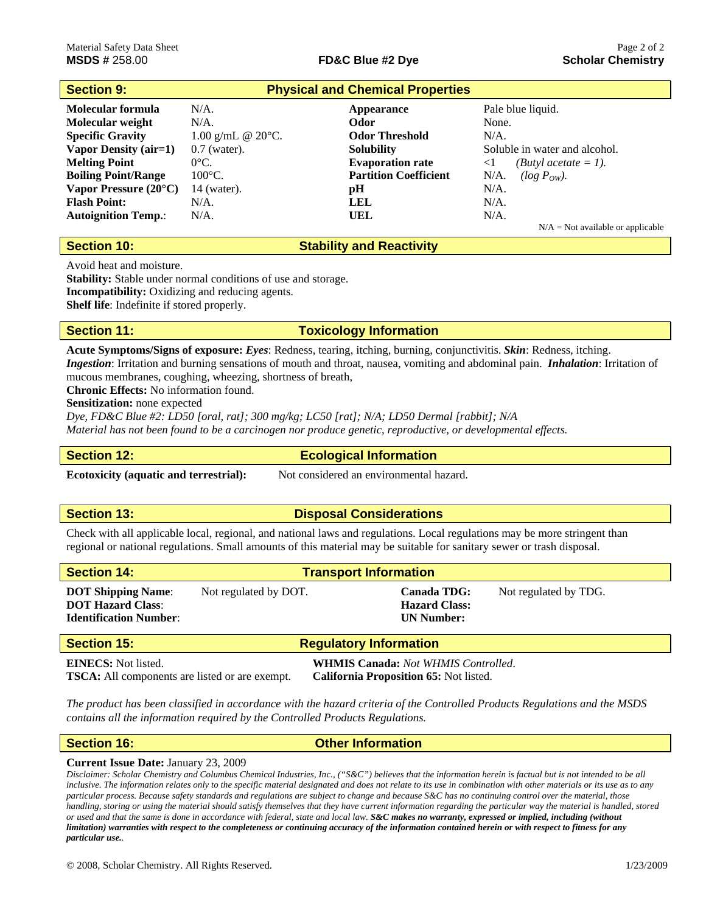## Section 9: Physical and Chemical Properties

| | | | |
|---|---|---|---|
| **Molecular formula** | N/A. | **Appearance** | Pale blue liquid. |
| **Molecular weight** | N/A. | **Odor** | None. |
| **Specific Gravity** | 1.00 g/mL @ 20°C. | **Odor Threshold** | N/A. |
| **Vapor Density (air=1)** | 0.7 (water). | **Solubility** | Soluble in water and alcohol. |
| **Melting Point** | 0°C. | **Evaporation rate** | <1 *(Butyl acetate = 1).* |
| **Boiling Point/Range** | 100°C. | **Partition Coefficient** | N/A. *(log $P_{OW}$).* |
| **Vapor Pressure (20°C)** | 14 (water). | **pH** | N/A. |
| **Flash Point:** | N/A. | **LEL** | N/A. |
| **Autoignition Temp.**: | N/A. | **UEL** | N/A. |

N/A = Not available or applicable

## Section 10: Stability and Reactivity

Avoid heat and moisture.
**Stability:** Stable under normal conditions of use and storage.
**Incompatibility:** Oxidizing and reducing agents.
**Shelf life**: Indefinite if stored properly.

## Section 11: Toxicology Information

**Acute Symptoms/Signs of exposure:** ***Eyes***: Redness, tearing, itching, burning, conjunctivitis. ***Skin***: Redness, itching. ***Ingestion***: Irritation and burning sensations of mouth and throat, nausea, vomiting and abdominal pain. ***Inhalation***: Irritation of mucous membranes, coughing, wheezing, shortness of breath,
**Chronic Effects:** No information found.
**Sensitization:** none expected
*Dye, FD&C Blue #2: LD50 [oral, rat]; 300 mg/kg; LC50 [rat]; N/A; LD50 Dermal [rabbit]; N/A*
*Material has not been found to be a carcinogen nor produce genetic, reproductive, or developmental effects.*

## Section 12: Ecological Information

**Ecotoxicity (aquatic and terrestrial):** Not considered an environmental hazard.

## Section 13: Disposal Considerations

Check with all applicable local, regional, and national laws and regulations. Local regulations may be more stringent than regional or national regulations. Small amounts of this material may be suitable for sanitary sewer or trash disposal.

## Section 14: Transport Information

| | | | |
|---|---|---|---|
| **DOT Shipping Name**: | Not regulated by DOT. | **Canada TDG:** | Not regulated by TDG. |
| **DOT Hazard Class**: | | **Hazard Class:** | |
| **Identification Number**: | | **UN Number:** | |

## Section 15: Regulatory Information

**EINECS:** Not listed.
**TSCA:** All components are listed or are exempt.
**WHMIS Canada:** *Not WHMIS Controlled*.
**California Proposition 65:** Not listed.

*The product has been classified in accordance with the hazard criteria of the Controlled Products Regulations and the MSDS contains all the information required by the Controlled Products Regulations.*

## Section 16: Other Information

**Current Issue Date:** January 23, 2009

*Disclaimer: Scholar Chemistry and Columbus Chemical Industries, Inc., ("S&C") believes that the information herein is factual but is not intended to be all inclusive. The information relates only to the specific material designated and does not relate to its use in combination with other materials or its use as to any particular process. Because safety standards and regulations are subject to change and because S&C has no continuing control over the material, those handling, storing or using the material should satisfy themselves that they have current information regarding the particular way the material is handled, stored or used and that the same is done in accordance with federal, state and local law.* ***S&C makes no warranty, expressed or implied, including (without limitation) warranties with respect to the completeness or continuing accuracy of the information contained herein or with respect to fitness for any particular use..***

© 2008, Scholar Chemistry. All Rights Reserved.